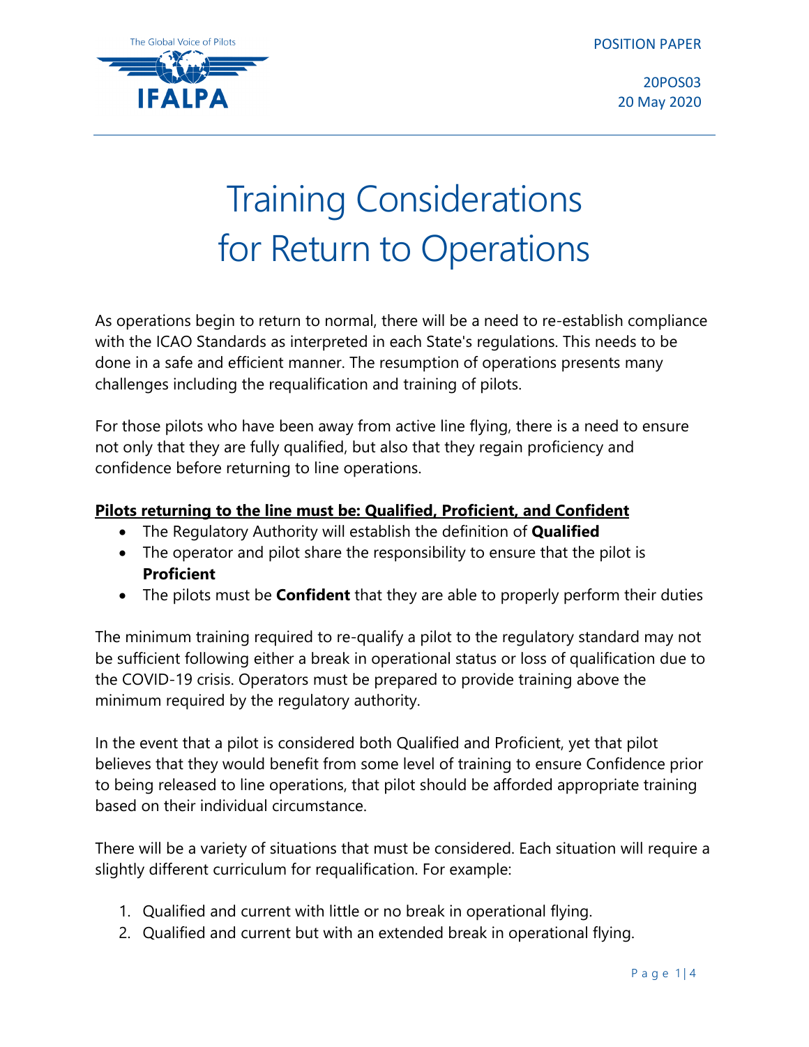The Global Voice of Pilots

IFALPA

POSITION PAPER

20POS03
20 May 2020

# Training Considerations for Return to Operations

As operations begin to return to normal, there will be a need to re-establish compliance with the ICAO Standards as interpreted in each State's regulations. This needs to be done in a safe and efficient manner. The resumption of operations presents many challenges including the requalification and training of pilots.

For those pilots who have been away from active line flying, there is a need to ensure not only that they are fully qualified, but also that they regain proficiency and confidence before returning to line operations.

**Pilots returning to the line must be: Qualified, Proficient, and Confident**

- The Regulatory Authority will establish the definition of **Qualified**
- The operator and pilot share the responsibility to ensure that the pilot is **Proficient**
- The pilots must be **Confident** that they are able to properly perform their duties

The minimum training required to re-qualify a pilot to the regulatory standard may not be sufficient following either a break in operational status or loss of qualification due to the COVID-19 crisis. Operators must be prepared to provide training above the minimum required by the regulatory authority.

In the event that a pilot is considered both Qualified and Proficient, yet that pilot believes that they would benefit from some level of training to ensure Confidence prior to being released to line operations, that pilot should be afforded appropriate training based on their individual circumstance.

There will be a variety of situations that must be considered. Each situation will require a slightly different curriculum for requalification. For example:

1. Qualified and current with little or no break in operational flying.
2. Qualified and current but with an extended break in operational flying.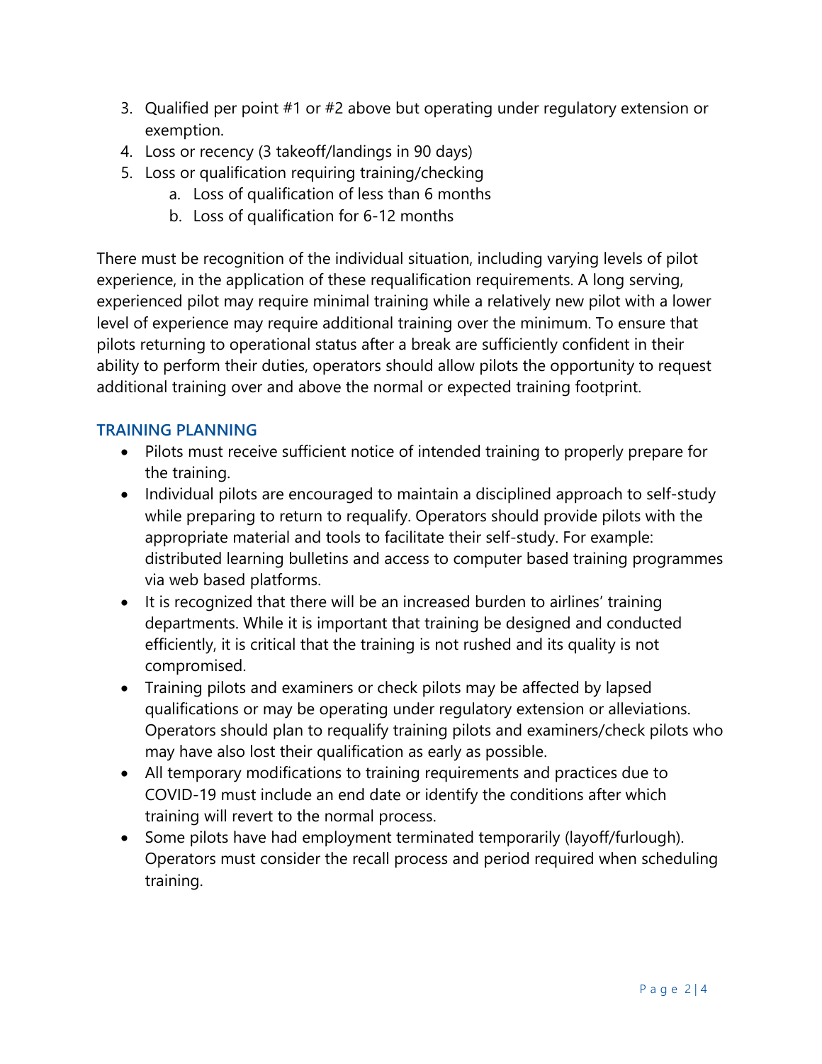3. Qualified per point #1 or #2 above but operating under regulatory extension or exemption.
4. Loss or recency (3 takeoff/landings in 90 days)
5. Loss or qualification requiring training/checking
    a. Loss of qualification of less than 6 months
    b. Loss of qualification for 6-12 months

There must be recognition of the individual situation, including varying levels of pilot experience, in the application of these requalification requirements. A long serving, experienced pilot may require minimal training while a relatively new pilot with a lower level of experience may require additional training over the minimum. To ensure that pilots returning to operational status after a break are sufficiently confident in their ability to perform their duties, operators should allow pilots the opportunity to request additional training over and above the normal or expected training footprint.

### TRAINING PLANNING

- Pilots must receive sufficient notice of intended training to properly prepare for the training.
- Individual pilots are encouraged to maintain a disciplined approach to self-study while preparing to return to requalify. Operators should provide pilots with the appropriate material and tools to facilitate their self-study. For example: distributed learning bulletins and access to computer based training programmes via web based platforms.
- It is recognized that there will be an increased burden to airlines' training departments. While it is important that training be designed and conducted efficiently, it is critical that the training is not rushed and its quality is not compromised.
- Training pilots and examiners or check pilots may be affected by lapsed qualifications or may be operating under regulatory extension or alleviations. Operators should plan to requalify training pilots and examiners/check pilots who may have also lost their qualification as early as possible.
- All temporary modifications to training requirements and practices due to COVID-19 must include an end date or identify the conditions after which training will revert to the normal process.
- Some pilots have had employment terminated temporarily (layoff/furlough). Operators must consider the recall process and period required when scheduling training.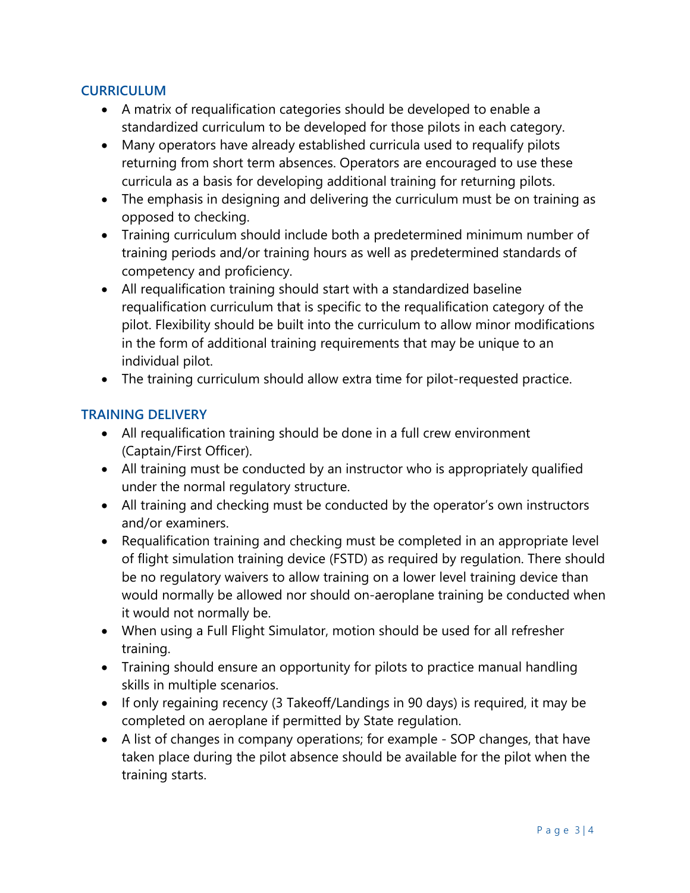## CURRICULUM

- A matrix of requalification categories should be developed to enable a standardized curriculum to be developed for those pilots in each category.
- Many operators have already established curricula used to requalify pilots returning from short term absences. Operators are encouraged to use these curricula as a basis for developing additional training for returning pilots.
- The emphasis in designing and delivering the curriculum must be on training as opposed to checking.
- Training curriculum should include both a predetermined minimum number of training periods and/or training hours as well as predetermined standards of competency and proficiency.
- All requalification training should start with a standardized baseline requalification curriculum that is specific to the requalification category of the pilot. Flexibility should be built into the curriculum to allow minor modifications in the form of additional training requirements that may be unique to an individual pilot.
- The training curriculum should allow extra time for pilot-requested practice.

## TRAINING DELIVERY

- All requalification training should be done in a full crew environment (Captain/First Officer).
- All training must be conducted by an instructor who is appropriately qualified under the normal regulatory structure.
- All training and checking must be conducted by the operator's own instructors and/or examiners.
- Requalification training and checking must be completed in an appropriate level of flight simulation training device (FSTD) as required by regulation. There should be no regulatory waivers to allow training on a lower level training device than would normally be allowed nor should on-aeroplane training be conducted when it would not normally be.
- When using a Full Flight Simulator, motion should be used for all refresher training.
- Training should ensure an opportunity for pilots to practice manual handling skills in multiple scenarios.
- If only regaining recency (3 Takeoff/Landings in 90 days) is required, it may be completed on aeroplane if permitted by State regulation.
- A list of changes in company operations; for example - SOP changes, that have taken place during the pilot absence should be available for the pilot when the training starts.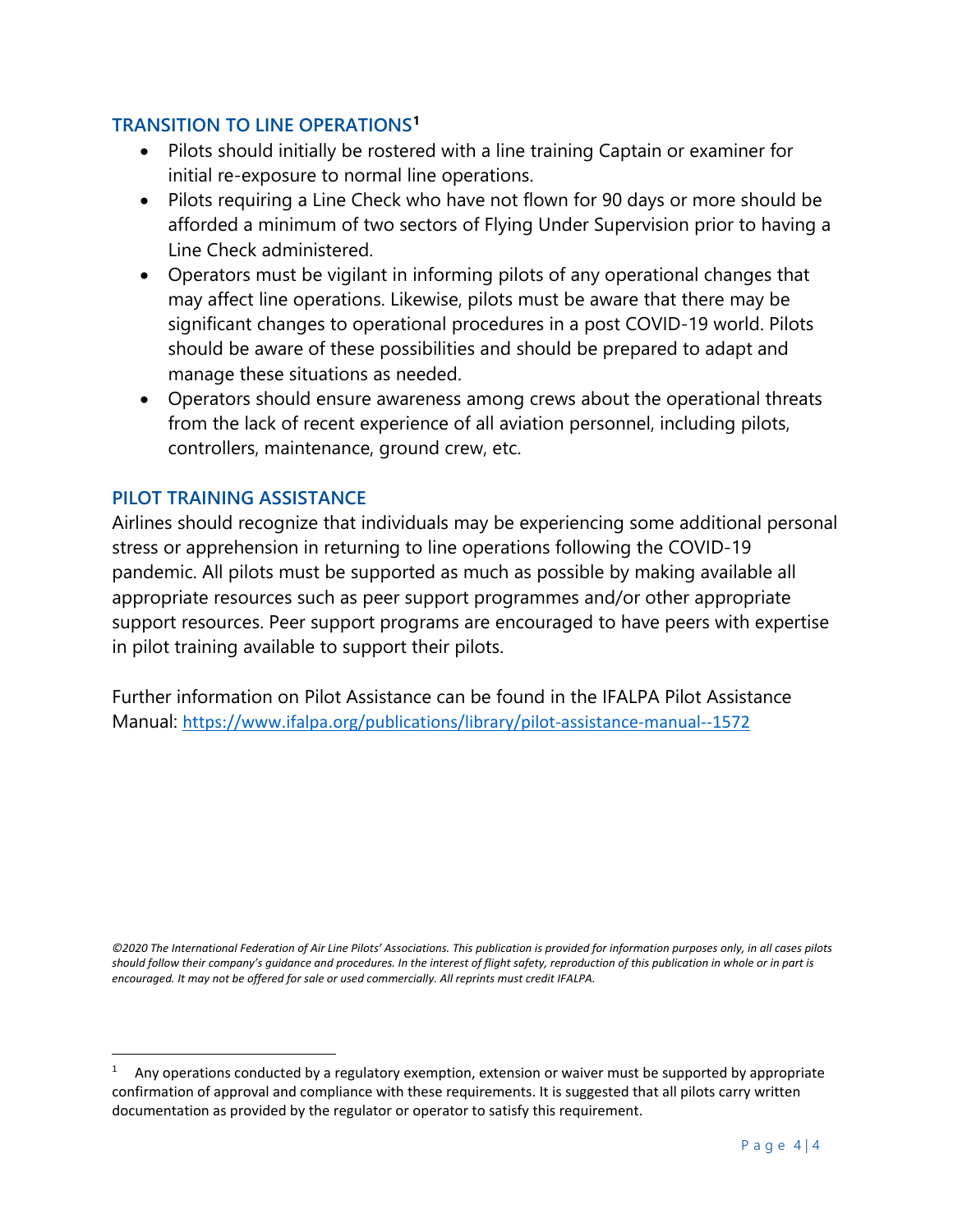## TRANSITION TO LINE OPERATIONS[1]

- Pilots should initially be rostered with a line training Captain or examiner for initial re-exposure to normal line operations.
- Pilots requiring a Line Check who have not flown for 90 days or more should be afforded a minimum of two sectors of Flying Under Supervision prior to having a Line Check administered.
- Operators must be vigilant in informing pilots of any operational changes that may affect line operations. Likewise, pilots must be aware that there may be significant changes to operational procedures in a post COVID-19 world. Pilots should be aware of these possibilities and should be prepared to adapt and manage these situations as needed.
- Operators should ensure awareness among crews about the operational threats from the lack of recent experience of all aviation personnel, including pilots, controllers, maintenance, ground crew, etc.

## PILOT TRAINING ASSISTANCE

Airlines should recognize that individuals may be experiencing some additional personal stress or apprehension in returning to line operations following the COVID-19 pandemic. All pilots must be supported as much as possible by making available all appropriate resources such as peer support programmes and/or other appropriate support resources. Peer support programs are encouraged to have peers with expertise in pilot training available to support their pilots.

Further information on Pilot Assistance can be found in the IFALPA Pilot Assistance Manual: https://www.ifalpa.org/publications/library/pilot-assistance-manual--1572

*©2020 The International Federation of Air Line Pilots' Associations. This publication is provided for information purposes only, in all cases pilots should follow their company's guidance and procedures. In the interest of flight safety, reproduction of this publication in whole or in part is encouraged. It may not be offered for sale or used commercially. All reprints must credit IFALPA.*

---

[1] Any operations conducted by a regulatory exemption, extension or waiver must be supported by appropriate confirmation of approval and compliance with these requirements. It is suggested that all pilots carry written documentation as provided by the regulator or operator to satisfy this requirement.